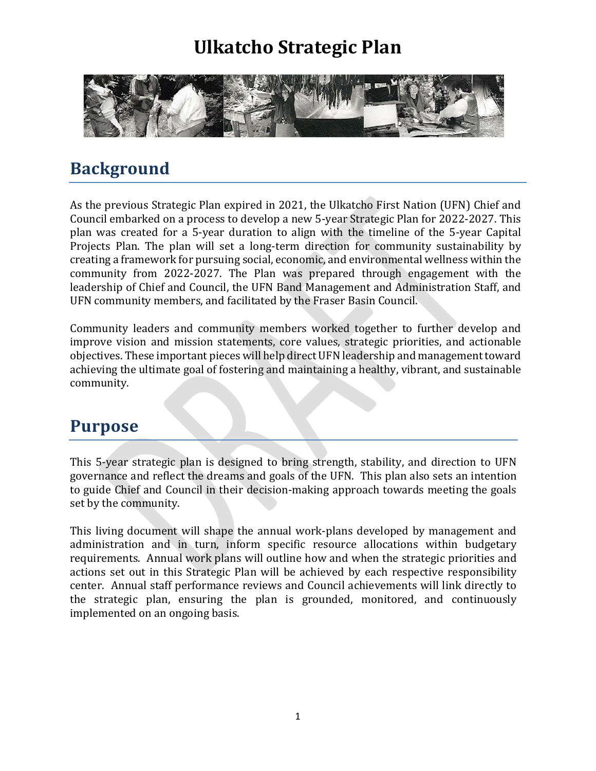# Ulkatcho Strategic Plan

## Background

As the previous Strategic Plan expired in 2021, the Ulkatcho First Nation (UFN) Chief and Council embarked on a process to develop a new 5-year Strategic Plan for 2022-2027. This plan was created for a 5-year duration to align with the timeline of the 5-year Capital Projects Plan. The plan will set a long-term direction for community sustainability by creating a framework for pursuing social, economic, and environmental wellness within the community from 2022-2027. The Plan was prepared through engagement with the leadership of Chief and Council, the UFN Band Management and Administration Staff, and UFN community members, and facilitated by the Fraser Basin Council.

Community leaders and community members worked together to further develop and improve vision and mission statements, core values, strategic priorities, and actionable objectives. These important pieces will help direct UFN leadership and management toward achieving the ultimate goal of fostering and maintaining a healthy, vibrant, and sustainable community.

## Purpose

This 5-year strategic plan is designed to bring strength, stability, and direction to UFN governance and reflect the dreams and goals of the UFN. This plan also sets an intention to guide Chief and Council in their decision-making approach towards meeting the goals set by the community.

This living document will shape the annual work-plans developed by management and administration and in turn, inform specific resource allocations within budgetary requirements. Annual work plans will outline how and when the strategic priorities and actions set out in this Strategic Plan will be achieved by each respective responsibility center. Annual staff performance reviews and Council achievements will link directly to the strategic plan, ensuring the plan is grounded, monitored, and continuously implemented on an ongoing basis.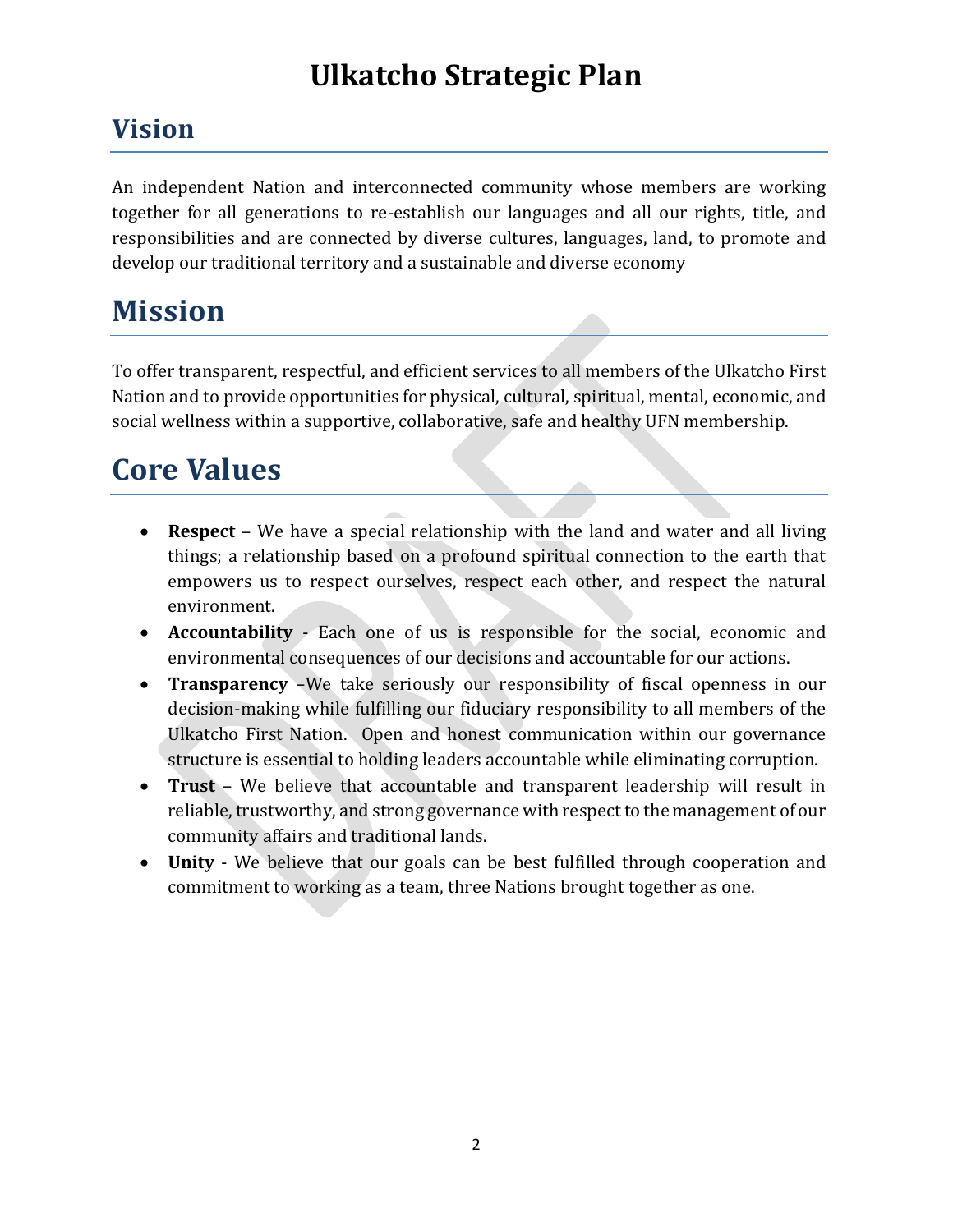# Ulkatcho Strategic Plan

## Vision

An independent Nation and interconnected community whose members are working together for all generations to re-establish our languages and all our rights, title, and responsibilities and are connected by diverse cultures, languages, land, to promote and develop our traditional territory and a sustainable and diverse economy

## Mission

To offer transparent, respectful, and efficient services to all members of the Ulkatcho First Nation and to provide opportunities for physical, cultural, spiritual, mental, economic, and social wellness within a supportive, collaborative, safe and healthy UFN membership.

## Core Values

- **Respect** – We have a special relationship with the land and water and all living things; a relationship based on a profound spiritual connection to the earth that empowers us to respect ourselves, respect each other, and respect the natural environment.
- **Accountability** - Each one of us is responsible for the social, economic and environmental consequences of our decisions and accountable for our actions.
- **Transparency** –We take seriously our responsibility of fiscal openness in our decision-making while fulfilling our fiduciary responsibility to all members of the Ulkatcho First Nation. Open and honest communication within our governance structure is essential to holding leaders accountable while eliminating corruption.
- **Trust** – We believe that accountable and transparent leadership will result in reliable, trustworthy, and strong governance with respect to the management of our community affairs and traditional lands.
- **Unity** - We believe that our goals can be best fulfilled through cooperation and commitment to working as a team, three Nations brought together as one.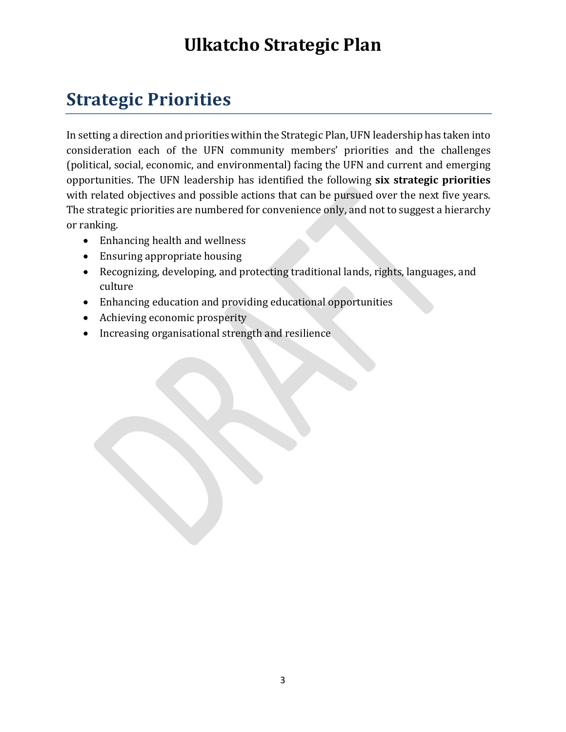## Strategic Priorities

In setting a direction and priorities within the Strategic Plan, UFN leadership has taken into consideration each of the UFN community members' priorities and the challenges (political, social, economic, and environmental) facing the UFN and current and emerging opportunities. The UFN leadership has identified the following **six strategic priorities** with related objectives and possible actions that can be pursued over the next five years. The strategic priorities are numbered for convenience only, and not to suggest a hierarchy or ranking.

- Enhancing health and wellness
- Ensuring appropriate housing
- Recognizing, developing, and protecting traditional lands, rights, languages, and culture
- Enhancing education and providing educational opportunities
- Achieving economic prosperity
- Increasing organisational strength and resilience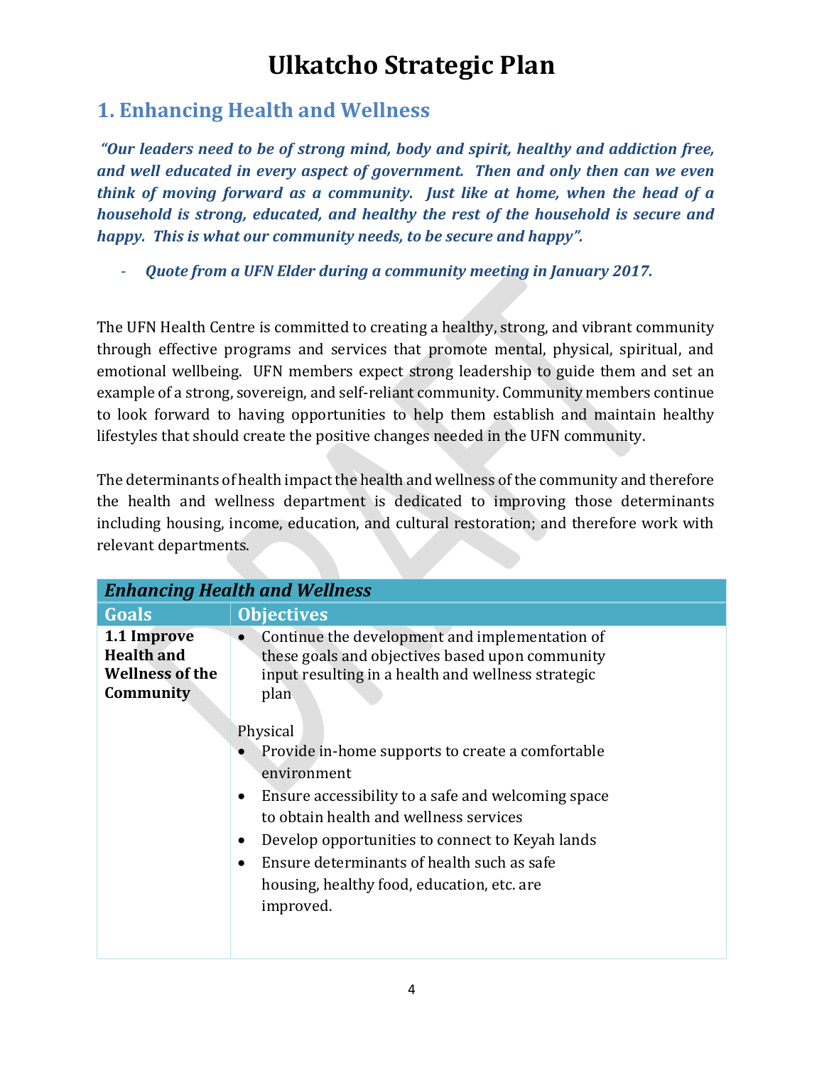# Ulkatcho Strategic Plan

## 1. Enhancing Health and Wellness

***"Our leaders need to be of strong mind, body and spirit, healthy and addiction free, and well educated in every aspect of government. Then and only then can we even think of moving forward as a community. Just like at home, when the head of a household is strong, educated, and healthy the rest of the household is secure and happy. This is what our community needs, to be secure and happy".***

- ***Quote from a UFN Elder during a community meeting in January 2017.***

The UFN Health Centre is committed to creating a healthy, strong, and vibrant community through effective programs and services that promote mental, physical, spiritual, and emotional wellbeing. UFN members expect strong leadership to guide them and set an example of a strong, sovereign, and self-reliant community. Community members continue to look forward to having opportunities to help them establish and maintain healthy lifestyles that should create the positive changes needed in the UFN community.

The determinants of health impact the health and wellness of the community and therefore the health and wellness department is dedicated to improving those determinants including housing, income, education, and cultural restoration; and therefore work with relevant departments.

| ***Enhancing Health and Wellness*** | |
|---|---|
| **Goals** | **Objectives** |
| **1.1 Improve Health and Wellness of the Community** | • Continue the development and implementation of these goals and objectives based upon community input resulting in a health and wellness strategic plan<br><br>Physical<br>• Provide in-home supports to create a comfortable environment<br>• Ensure accessibility to a safe and welcoming space to obtain health and wellness services<br>• Develop opportunities to connect to Keyah lands<br>• Ensure determinants of health such as safe housing, healthy food, education, etc. are improved. |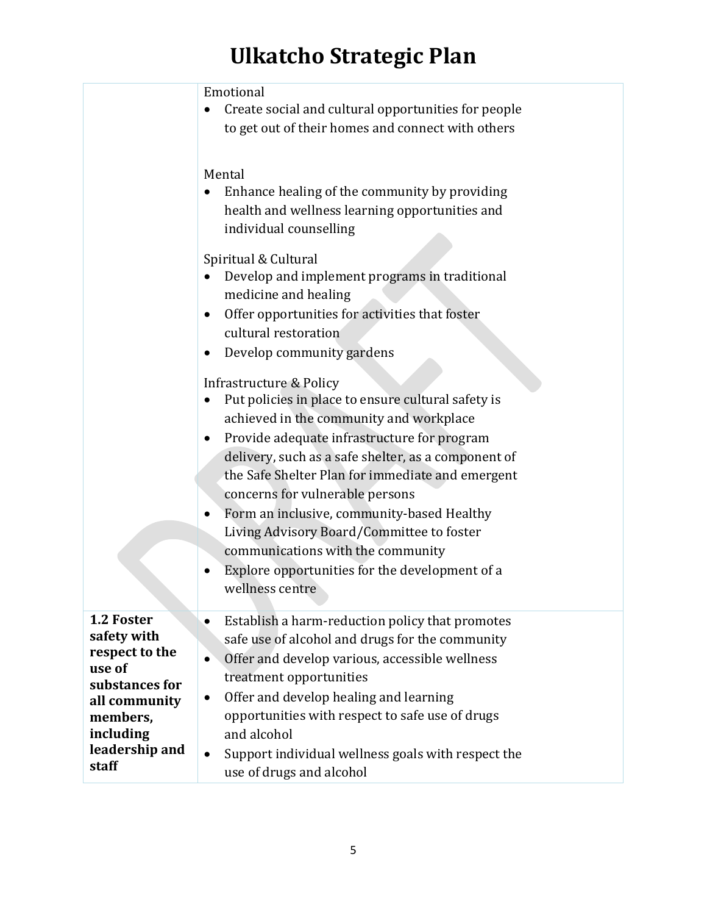| | |
|---|---|
| | Emotional<br>• Create social and cultural opportunities for people to get out of their homes and connect with others<br><br>Mental<br>• Enhance healing of the community by providing health and wellness learning opportunities and individual counselling<br><br>Spiritual & Cultural<br>• Develop and implement programs in traditional medicine and healing<br>• Offer opportunities for activities that foster cultural restoration<br>• Develop community gardens<br><br>Infrastructure & Policy<br>• Put policies in place to ensure cultural safety is achieved in the community and workplace<br>• Provide adequate infrastructure for program delivery, such as a safe shelter, as a component of the Safe Shelter Plan for immediate and emergent concerns for vulnerable persons<br>• Form an inclusive, community-based Healthy Living Advisory Board/Committee to foster communications with the community<br>• Explore opportunities for the development of a wellness centre |
| **1.2 Foster safety with respect to the use of substances for all community members, including leadership and staff** | • Establish a harm-reduction policy that promotes safe use of alcohol and drugs for the community<br>• Offer and develop various, accessible wellness treatment opportunities<br>• Offer and develop healing and learning opportunities with respect to safe use of drugs and alcohol<br>• Support individual wellness goals with respect the use of drugs and alcohol |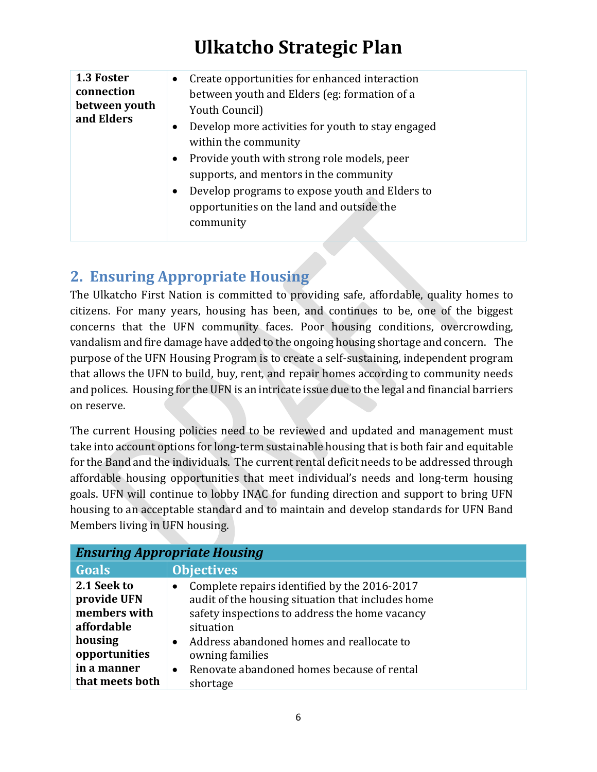| **1.3 Foster connection between youth and Elders** | • Create opportunities for enhanced interaction between youth and Elders (eg: formation of a Youth Council)<br>• Develop more activities for youth to stay engaged within the community<br>• Provide youth with strong role models, peer supports, and mentors in the community<br>• Develop programs to expose youth and Elders to opportunities on the land and outside the community |
|---|---|

## 2. Ensuring Appropriate Housing

The Ulkatcho First Nation is committed to providing safe, affordable, quality homes to citizens. For many years, housing has been, and continues to be, one of the biggest concerns that the UFN community faces. Poor housing conditions, overcrowding, vandalism and fire damage have added to the ongoing housing shortage and concern. The purpose of the UFN Housing Program is to create a self-sustaining, independent program that allows the UFN to build, buy, rent, and repair homes according to community needs and polices. Housing for the UFN is an intricate issue due to the legal and financial barriers on reserve.

The current Housing policies need to be reviewed and updated and management must take into account options for long-term sustainable housing that is both fair and equitable for the Band and the individuals. The current rental deficit needs to be addressed through affordable housing opportunities that meet individual's needs and long-term housing goals. UFN will continue to lobby INAC for funding direction and support to bring UFN housing to an acceptable standard and to maintain and develop standards for UFN Band Members living in UFN housing.

| ***Ensuring Appropriate Housing*** | |
|---|---|
| **Goals** | **Objectives** |
| **2.1 Seek to provide UFN members with affordable housing opportunities in a manner that meets both** | • Complete repairs identified by the 2016-2017 audit of the housing situation that includes home safety inspections to address the home vacancy situation<br>• Address abandoned homes and reallocate to owning families<br>• Renovate abandoned homes because of rental shortage |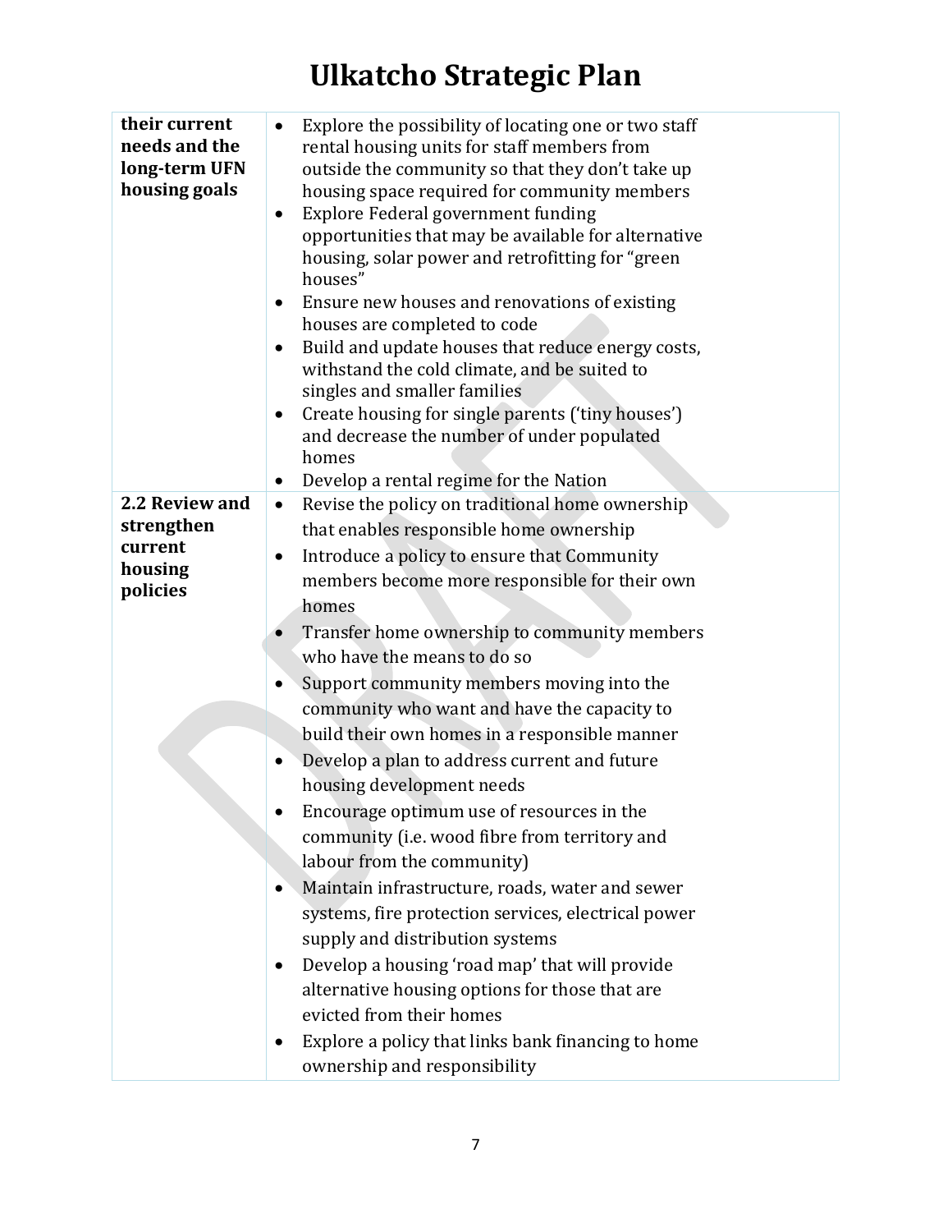| | |
|---|---|
| **their current needs and the long-term UFN housing goals** | • Explore the possibility of locating one or two staff rental housing units for staff members from outside the community so that they don't take up housing space required for community members<br>• Explore Federal government funding opportunities that may be available for alternative housing, solar power and retrofitting for "green houses"<br>• Ensure new houses and renovations of existing houses are completed to code<br>• Build and update houses that reduce energy costs, withstand the cold climate, and be suited to singles and smaller families<br>• Create housing for single parents ('tiny houses') and decrease the number of under populated homes<br>• Develop a rental regime for the Nation |
| **2.2 Review and strengthen current housing policies** | • Revise the policy on traditional home ownership that enables responsible home ownership<br>• Introduce a policy to ensure that Community members become more responsible for their own homes<br>• Transfer home ownership to community members who have the means to do so<br>• Support community members moving into the community who want and have the capacity to build their own homes in a responsible manner<br>• Develop a plan to address current and future housing development needs<br>• Encourage optimum use of resources in the community (i.e. wood fibre from territory and labour from the community)<br>• Maintain infrastructure, roads, water and sewer systems, fire protection services, electrical power supply and distribution systems<br>• Develop a housing 'road map' that will provide alternative housing options for those that are evicted from their homes<br>• Explore a policy that links bank financing to home ownership and responsibility |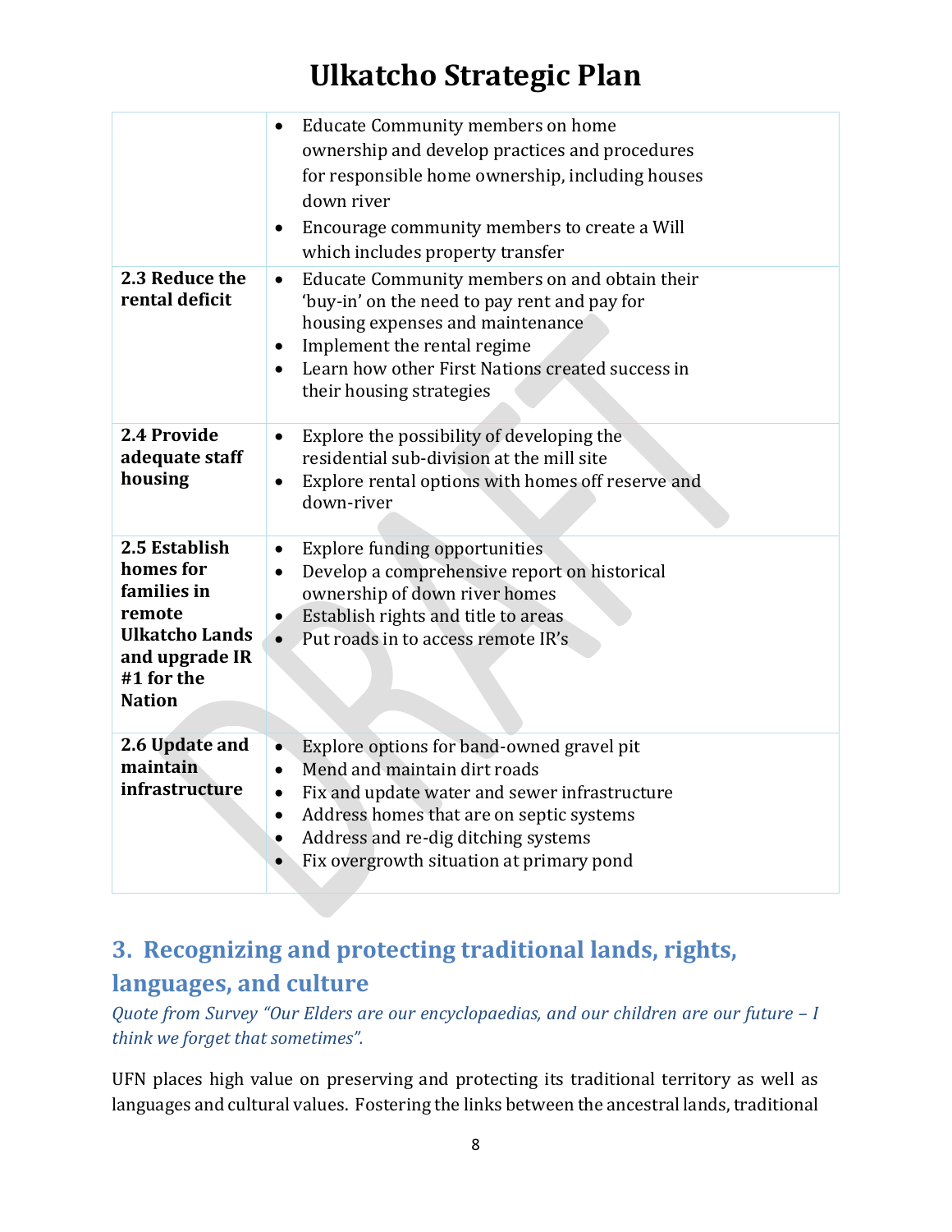| | |
|---|---|
| | • Educate Community members on home ownership and develop practices and procedures for responsible home ownership, including houses down river<br>• Encourage community members to create a Will which includes property transfer |
| **2.3 Reduce the rental deficit** | • Educate Community members on and obtain their 'buy-in' on the need to pay rent and pay for housing expenses and maintenance<br>• Implement the rental regime<br>• Learn how other First Nations created success in their housing strategies |
| **2.4 Provide adequate staff housing** | • Explore the possibility of developing the residential sub-division at the mill site<br>• Explore rental options with homes off reserve and down-river |
| **2.5 Establish homes for families in remote Ulkatcho Lands and upgrade IR #1 for the Nation** | • Explore funding opportunities<br>• Develop a comprehensive report on historical ownership of down river homes<br>• Establish rights and title to areas<br>• Put roads in to access remote IR's |
| **2.6 Update and maintain infrastructure** | • Explore options for band-owned gravel pit<br>• Mend and maintain dirt roads<br>• Fix and update water and sewer infrastructure<br>• Address homes that are on septic systems<br>• Address and re-dig ditching systems<br>• Fix overgrowth situation at primary pond |

## 3. Recognizing and protecting traditional lands, rights, languages, and culture

*Quote from Survey "Our Elders are our encyclopaedias, and our children are our future – I think we forget that sometimes".*

UFN places high value on preserving and protecting its traditional territory as well as languages and cultural values. Fostering the links between the ancestral lands, traditional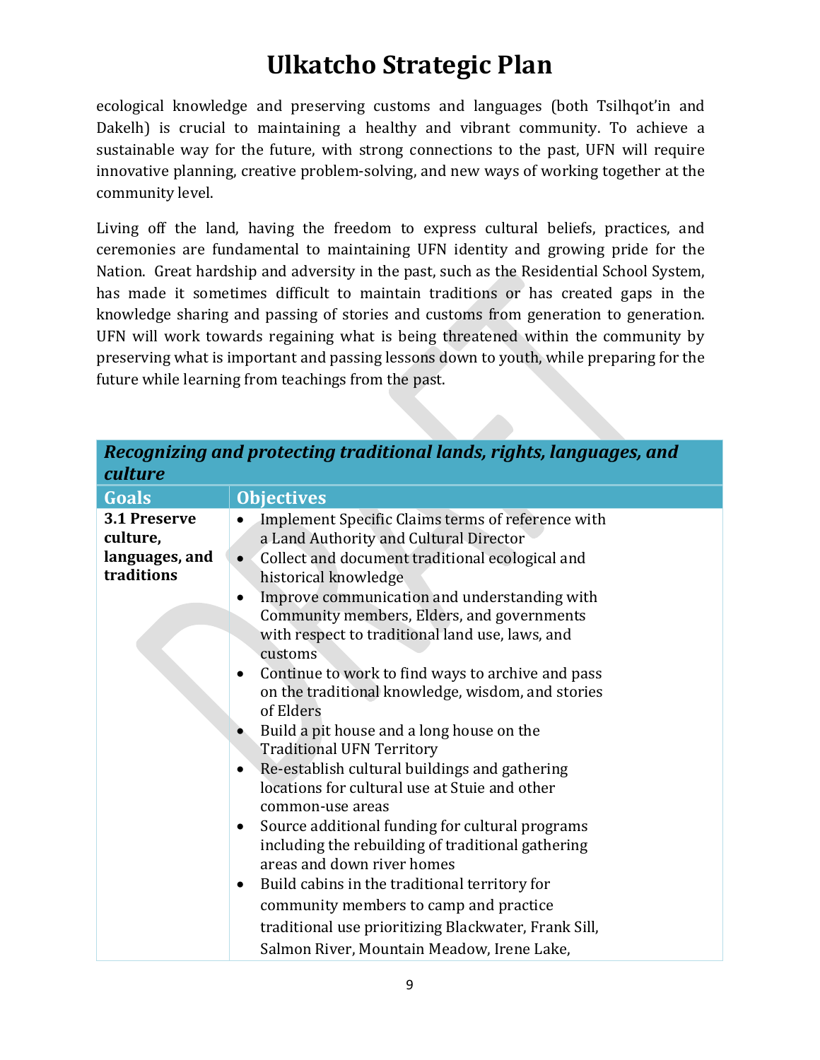ecological knowledge and preserving customs and languages (both Tsilhqot'in and Dakelh) is crucial to maintaining a healthy and vibrant community. To achieve a sustainable way for the future, with strong connections to the past, UFN will require innovative planning, creative problem-solving, and new ways of working together at the community level.

Living off the land, having the freedom to express cultural beliefs, practices, and ceremonies are fundamental to maintaining UFN identity and growing pride for the Nation. Great hardship and adversity in the past, such as the Residential School System, has made it sometimes difficult to maintain traditions or has created gaps in the knowledge sharing and passing of stories and customs from generation to generation. UFN will work towards regaining what is being threatened within the community by preserving what is important and passing lessons down to youth, while preparing for the future while learning from teachings from the past.

| ***Recognizing and protecting traditional lands, rights, languages, and culture*** | |
|---|---|
| **Goals** | **Objectives** |
| **3.1 Preserve culture, languages, and traditions** | • Implement Specific Claims terms of reference with a Land Authority and Cultural Director<br>• Collect and document traditional ecological and historical knowledge<br>• Improve communication and understanding with Community members, Elders, and governments with respect to traditional land use, laws, and customs<br>• Continue to work to find ways to archive and pass on the traditional knowledge, wisdom, and stories of Elders<br>• Build a pit house and a long house on the Traditional UFN Territory<br>• Re-establish cultural buildings and gathering locations for cultural use at Stuie and other common-use areas<br>• Source additional funding for cultural programs including the rebuilding of traditional gathering areas and down river homes<br>• Build cabins in the traditional territory for community members to camp and practice traditional use prioritizing Blackwater, Frank Sill, Salmon River, Mountain Meadow, Irene Lake, |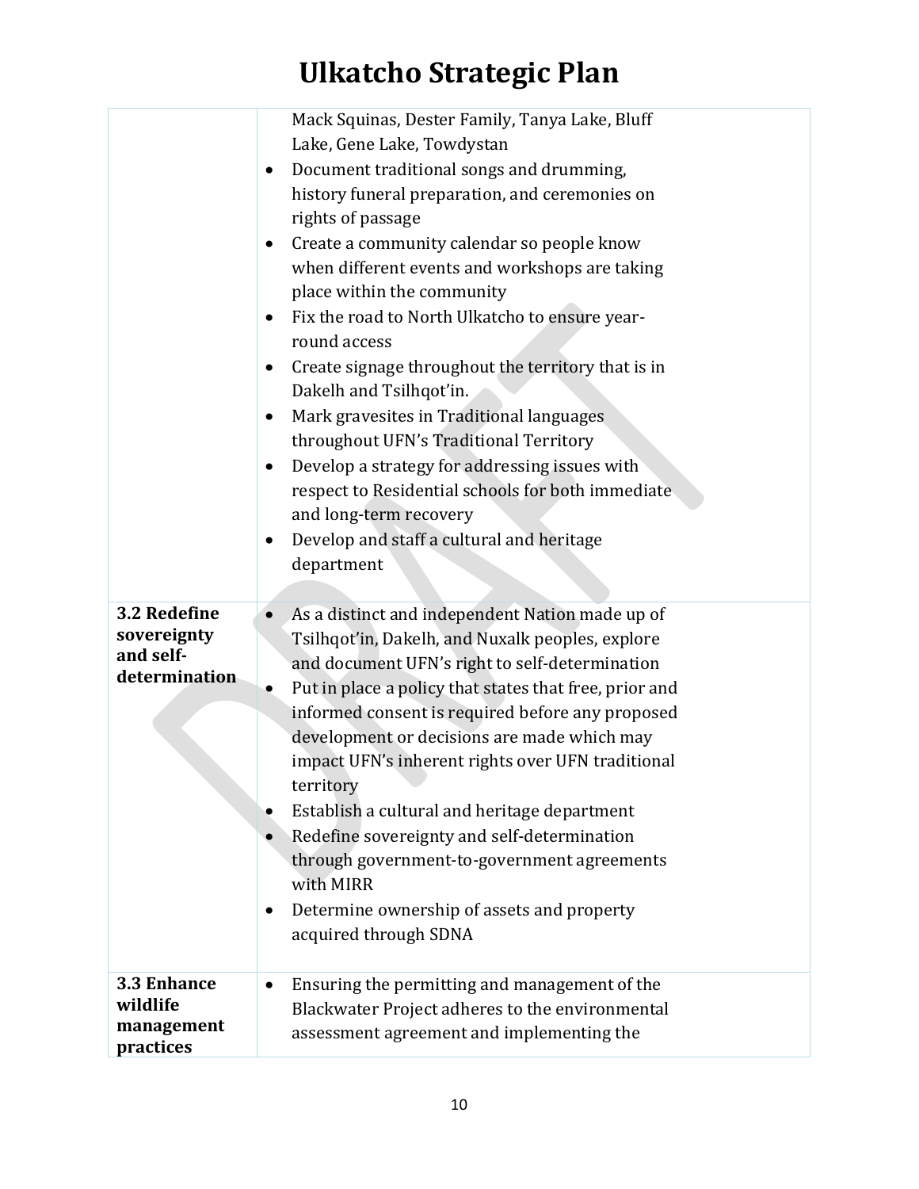| | |
|---|---|
| | Mack Squinas, Dester Family, Tanya Lake, Bluff Lake, Gene Lake, Towdystan<br>• Document traditional songs and drumming, history funeral preparation, and ceremonies on rights of passage<br>• Create a community calendar so people know when different events and workshops are taking place within the community<br>• Fix the road to North Ulkatcho to ensure year-round access<br>• Create signage throughout the territory that is in Dakelh and Tsilhqot'in.<br>• Mark gravesites in Traditional languages throughout UFN's Traditional Territory<br>• Develop a strategy for addressing issues with respect to Residential schools for both immediate and long-term recovery<br>• Develop and staff a cultural and heritage department |
| **3.2 Redefine sovereignty and self-determination** | • As a distinct and independent Nation made up of Tsilhqot'in, Dakelh, and Nuxalk peoples, explore and document UFN's right to self-determination<br>• Put in place a policy that states that free, prior and informed consent is required before any proposed development or decisions are made which may impact UFN's inherent rights over UFN traditional territory<br>• Establish a cultural and heritage department<br>• Redefine sovereignty and self-determination through government-to-government agreements with MIRR<br>• Determine ownership of assets and property acquired through SDNA |
| **3.3 Enhance wildlife management practices** | • Ensuring the permitting and management of the Blackwater Project adheres to the environmental assessment agreement and implementing the |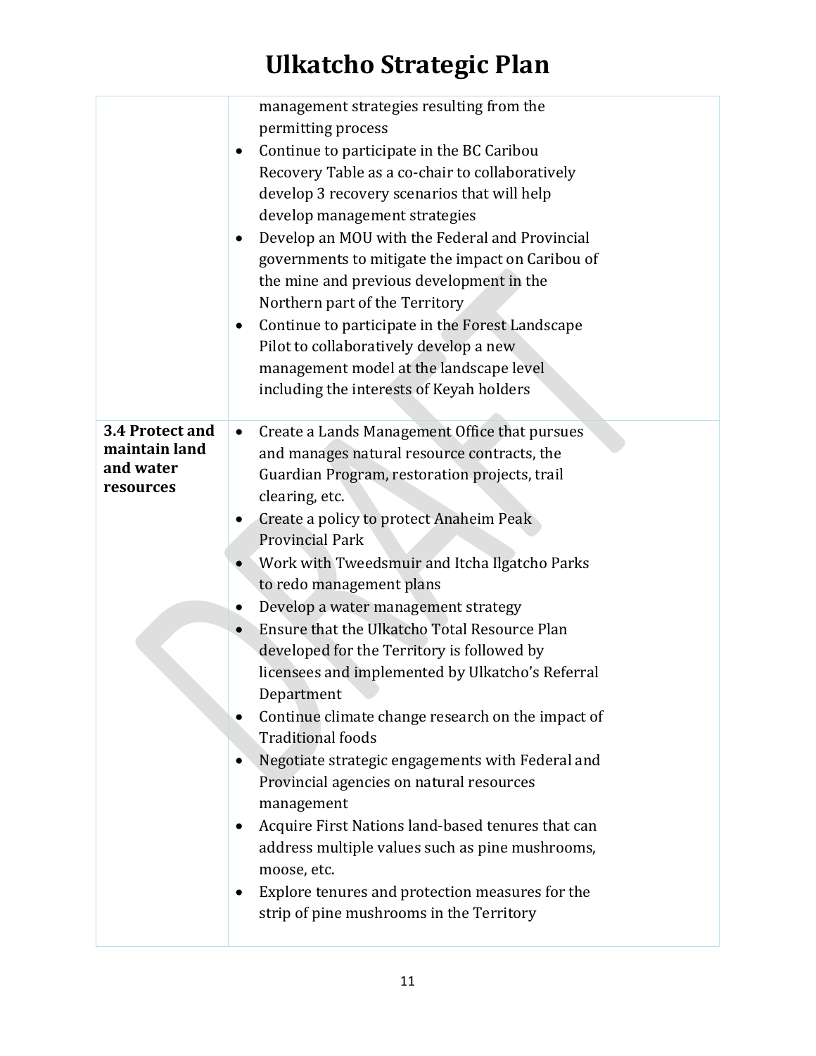| | |
|---|---|
| | management strategies resulting from the permitting process<br>• Continue to participate in the BC Caribou Recovery Table as a co-chair to collaboratively develop 3 recovery scenarios that will help develop management strategies<br>• Develop an MOU with the Federal and Provincial governments to mitigate the impact on Caribou of the mine and previous development in the Northern part of the Territory<br>• Continue to participate in the Forest Landscape Pilot to collaboratively develop a new management model at the landscape level including the interests of Keyah holders |
| **3.4 Protect and maintain land and water resources** | • Create a Lands Management Office that pursues and manages natural resource contracts, the Guardian Program, restoration projects, trail clearing, etc.<br>• Create a policy to protect Anaheim Peak Provincial Park<br>• Work with Tweedsmuir and Itcha Ilgatcho Parks to redo management plans<br>• Develop a water management strategy<br>• Ensure that the Ulkatcho Total Resource Plan developed for the Territory is followed by licensees and implemented by Ulkatcho's Referral Department<br>• Continue climate change research on the impact of Traditional foods<br>• Negotiate strategic engagements with Federal and Provincial agencies on natural resources management<br>• Acquire First Nations land-based tenures that can address multiple values such as pine mushrooms, moose, etc.<br>• Explore tenures and protection measures for the strip of pine mushrooms in the Territory |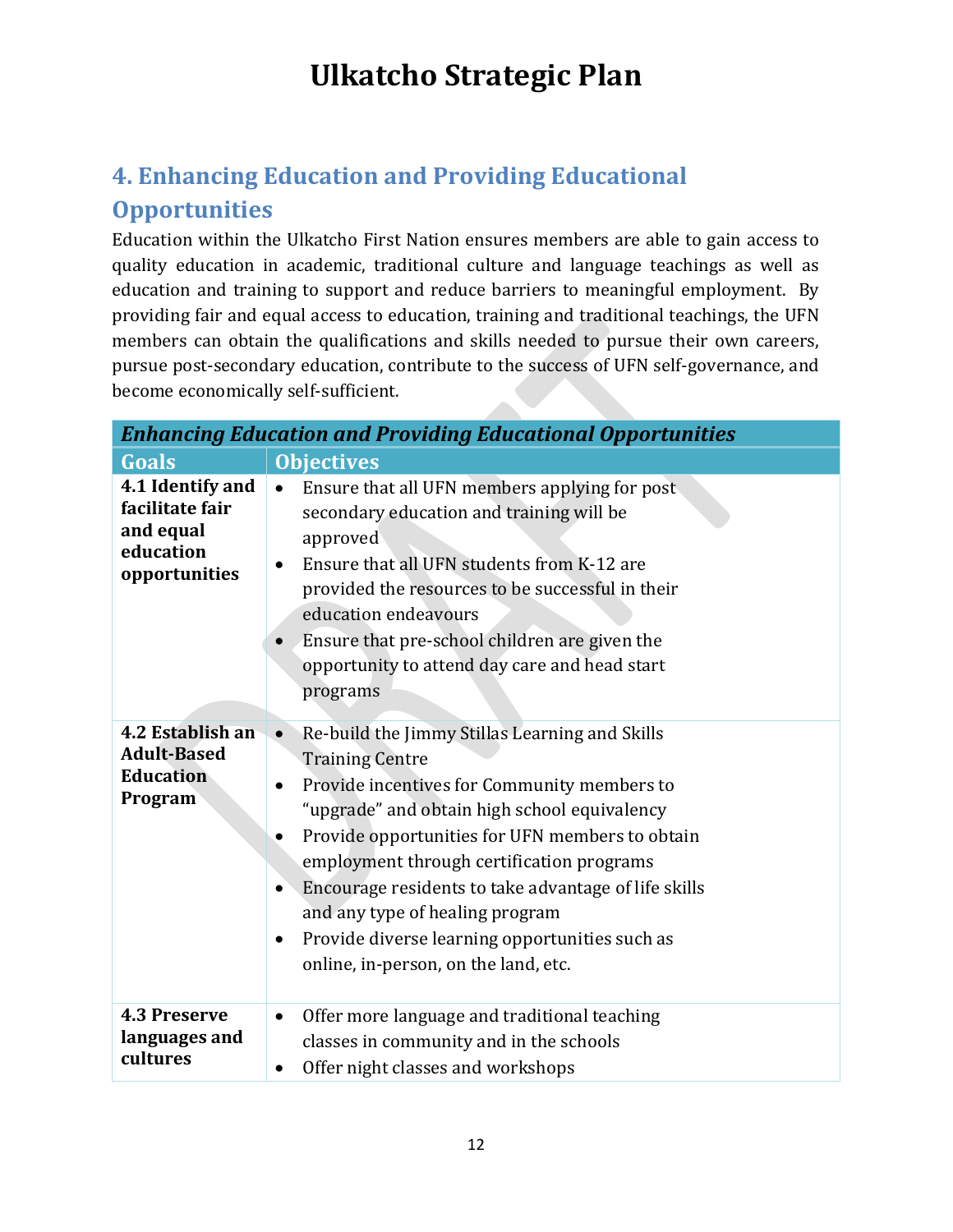# Ulkatcho Strategic Plan

## 4. Enhancing Education and Providing Educational Opportunities

Education within the Ulkatcho First Nation ensures members are able to gain access to quality education in academic, traditional culture and language teachings as well as education and training to support and reduce barriers to meaningful employment. By providing fair and equal access to education, training and traditional teachings, the UFN members can obtain the qualifications and skills needed to pursue their own careers, pursue post-secondary education, contribute to the success of UFN self-governance, and become economically self-sufficient.

| ***Enhancing Education and Providing Educational Opportunities*** | |
|---|---|
| **Goals** | **Objectives** |
| **4.1 Identify and facilitate fair and equal education opportunities** | • Ensure that all UFN members applying for post secondary education and training will be approved<br>• Ensure that all UFN students from K-12 are provided the resources to be successful in their education endeavours<br>• Ensure that pre-school children are given the opportunity to attend day care and head start programs |
| **4.2 Establish an Adult-Based Education Program** | • Re-build the Jimmy Stillas Learning and Skills Training Centre<br>• Provide incentives for Community members to "upgrade" and obtain high school equivalency<br>• Provide opportunities for UFN members to obtain employment through certification programs<br>• Encourage residents to take advantage of life skills and any type of healing program<br>• Provide diverse learning opportunities such as online, in-person, on the land, etc. |
| **4.3 Preserve languages and cultures** | • Offer more language and traditional teaching classes in community and in the schools<br>• Offer night classes and workshops |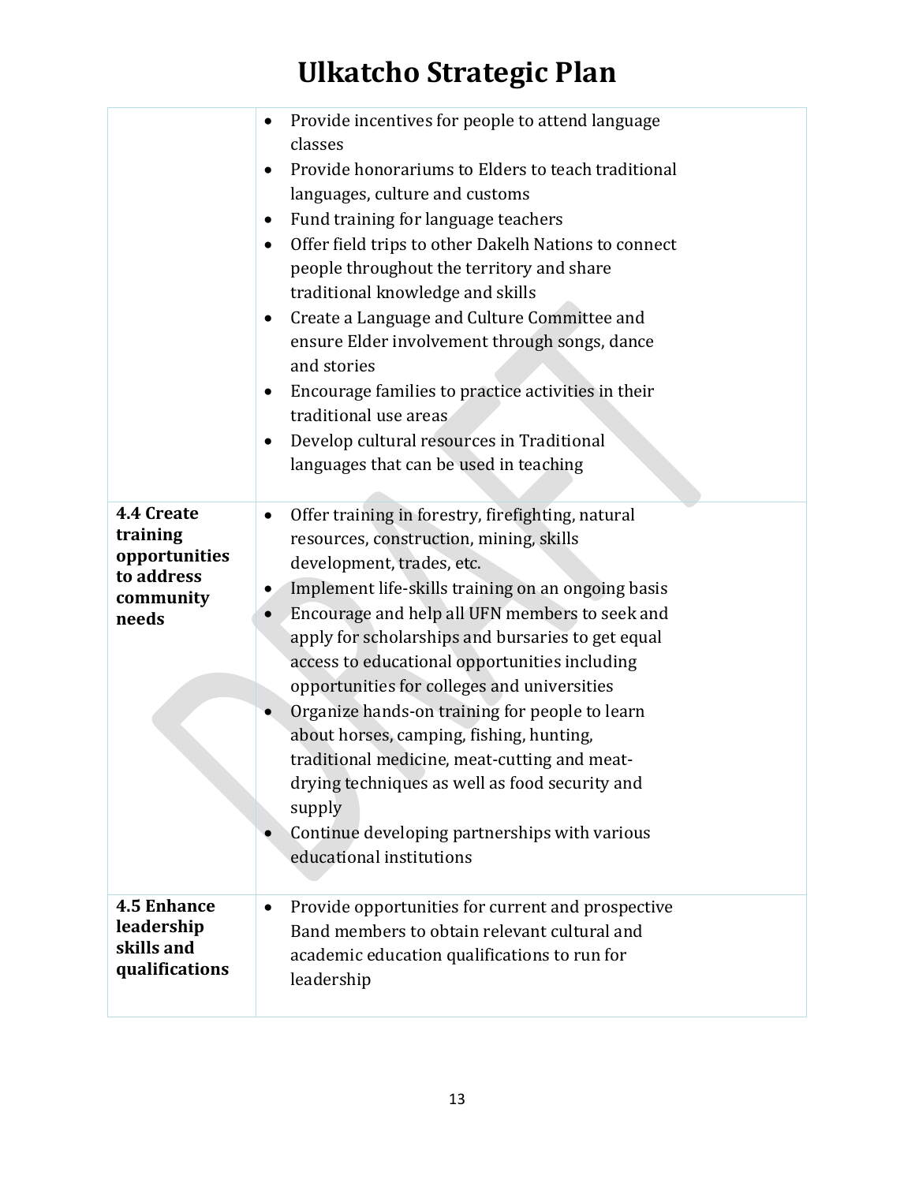| | |
|---|---|
| | • Provide incentives for people to attend language classes<br>• Provide honorariums to Elders to teach traditional languages, culture and customs<br>• Fund training for language teachers<br>• Offer field trips to other Dakelh Nations to connect people throughout the territory and share traditional knowledge and skills<br>• Create a Language and Culture Committee and ensure Elder involvement through songs, dance and stories<br>• Encourage families to practice activities in their traditional use areas<br>• Develop cultural resources in Traditional languages that can be used in teaching |
| **4.4 Create training opportunities to address community needs** | • Offer training in forestry, firefighting, natural resources, construction, mining, skills development, trades, etc.<br>• Implement life-skills training on an ongoing basis<br>• Encourage and help all UFN members to seek and apply for scholarships and bursaries to get equal access to educational opportunities including opportunities for colleges and universities<br>• Organize hands-on training for people to learn about horses, camping, fishing, hunting, traditional medicine, meat-cutting and meat-drying techniques as well as food security and supply<br>• Continue developing partnerships with various educational institutions |
| **4.5 Enhance leadership skills and qualifications** | • Provide opportunities for current and prospective Band members to obtain relevant cultural and academic education qualifications to run for leadership |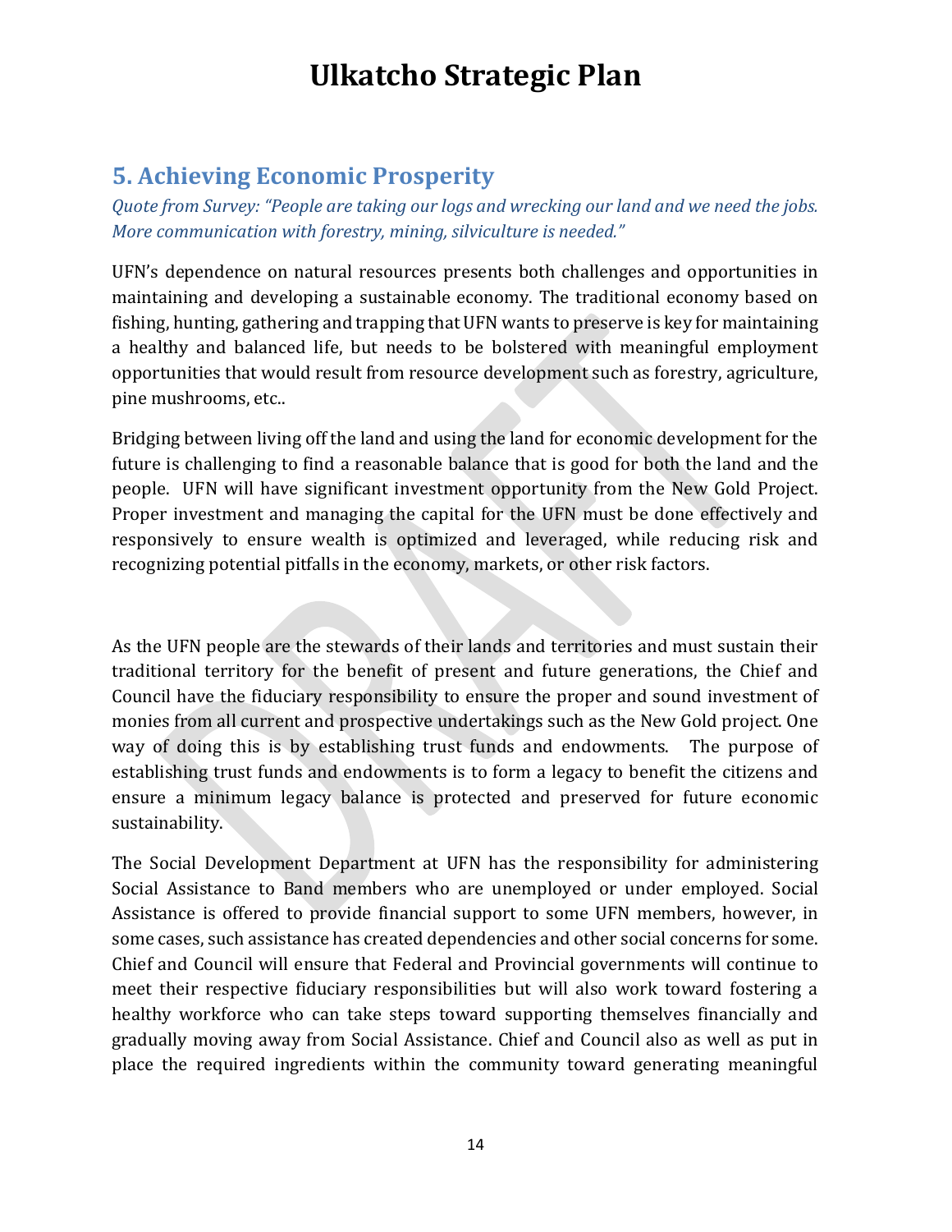# Ulkatcho Strategic Plan

## 5. Achieving Economic Prosperity

*Quote from Survey: "People are taking our logs and wrecking our land and we need the jobs. More communication with forestry, mining, silviculture is needed."*

UFN's dependence on natural resources presents both challenges and opportunities in maintaining and developing a sustainable economy. The traditional economy based on fishing, hunting, gathering and trapping that UFN wants to preserve is key for maintaining a healthy and balanced life, but needs to be bolstered with meaningful employment opportunities that would result from resource development such as forestry, agriculture, pine mushrooms, etc..

Bridging between living off the land and using the land for economic development for the future is challenging to find a reasonable balance that is good for both the land and the people. UFN will have significant investment opportunity from the New Gold Project. Proper investment and managing the capital for the UFN must be done effectively and responsively to ensure wealth is optimized and leveraged, while reducing risk and recognizing potential pitfalls in the economy, markets, or other risk factors.

As the UFN people are the stewards of their lands and territories and must sustain their traditional territory for the benefit of present and future generations, the Chief and Council have the fiduciary responsibility to ensure the proper and sound investment of monies from all current and prospective undertakings such as the New Gold project. One way of doing this is by establishing trust funds and endowments. The purpose of establishing trust funds and endowments is to form a legacy to benefit the citizens and ensure a minimum legacy balance is protected and preserved for future economic sustainability.

The Social Development Department at UFN has the responsibility for administering Social Assistance to Band members who are unemployed or under employed. Social Assistance is offered to provide financial support to some UFN members, however, in some cases, such assistance has created dependencies and other social concerns for some. Chief and Council will ensure that Federal and Provincial governments will continue to meet their respective fiduciary responsibilities but will also work toward fostering a healthy workforce who can take steps toward supporting themselves financially and gradually moving away from Social Assistance. Chief and Council also as well as put in place the required ingredients within the community toward generating meaningful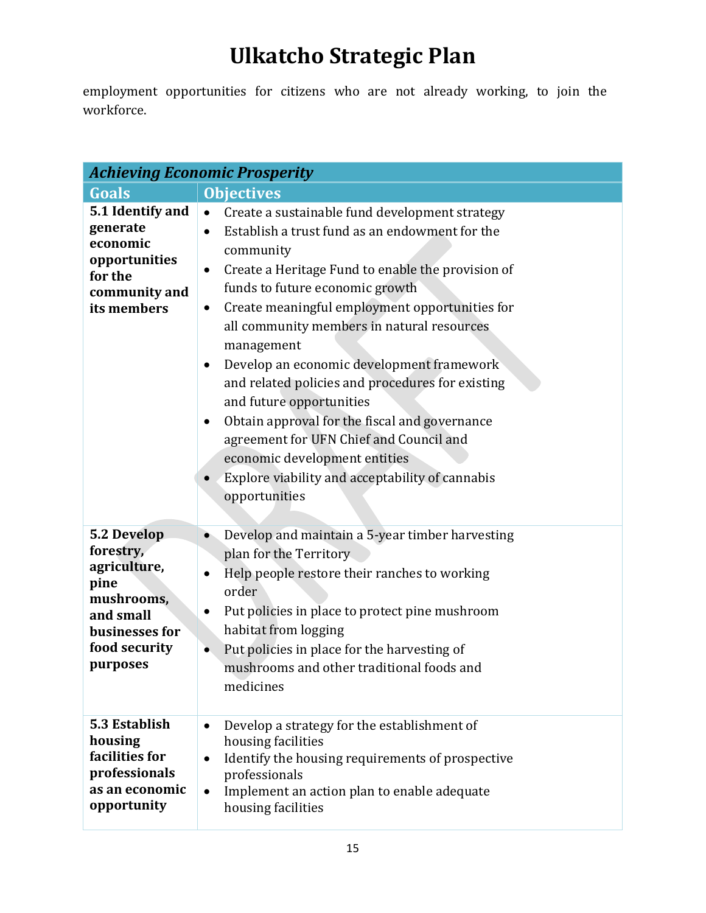employment opportunities for citizens who are not already working, to join the workforce.

| ***Achieving Economic Prosperity*** | |
|---|---|
| **Goals** | **Objectives** |
| **5.1 Identify and generate economic opportunities for the community and its members** | • Create a sustainable fund development strategy<br>• Establish a trust fund as an endowment for the community<br>• Create a Heritage Fund to enable the provision of funds to future economic growth<br>• Create meaningful employment opportunities for all community members in natural resources management<br>• Develop an economic development framework and related policies and procedures for existing and future opportunities<br>• Obtain approval for the fiscal and governance agreement for UFN Chief and Council and economic development entities<br>• Explore viability and acceptability of cannabis opportunities |
| **5.2 Develop forestry, agriculture, pine mushrooms, and small businesses for food security purposes** | • Develop and maintain a 5-year timber harvesting plan for the Territory<br>• Help people restore their ranches to working order<br>• Put policies in place to protect pine mushroom habitat from logging<br>• Put policies in place for the harvesting of mushrooms and other traditional foods and medicines |
| **5.3 Establish housing facilities for professionals as an economic opportunity** | • Develop a strategy for the establishment of housing facilities<br>• Identify the housing requirements of prospective professionals<br>• Implement an action plan to enable adequate housing facilities |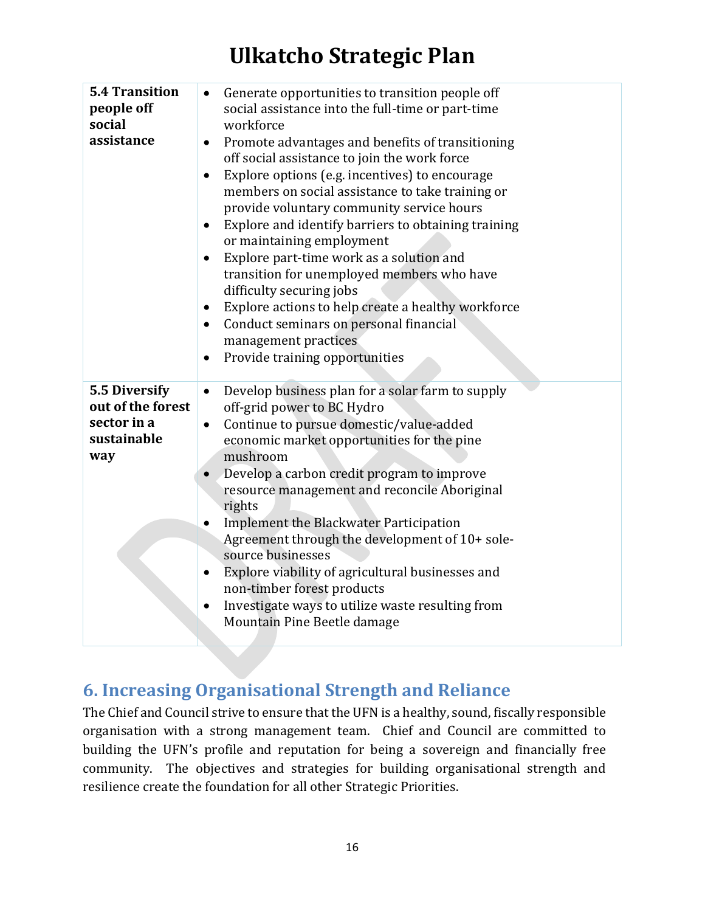| | |
|---|---|
| **5.4 Transition people off social assistance** | • Generate opportunities to transition people off social assistance into the full-time or part-time workforce<br>• Promote advantages and benefits of transitioning off social assistance to join the work force<br>• Explore options (e.g. incentives) to encourage members on social assistance to take training or provide voluntary community service hours<br>• Explore and identify barriers to obtaining training or maintaining employment<br>• Explore part-time work as a solution and transition for unemployed members who have difficulty securing jobs<br>• Explore actions to help create a healthy workforce<br>• Conduct seminars on personal financial management practices<br>• Provide training opportunities |
| **5.5 Diversify out of the forest sector in a sustainable way** | • Develop business plan for a solar farm to supply off-grid power to BC Hydro<br>• Continue to pursue domestic/value-added economic market opportunities for the pine mushroom<br>• Develop a carbon credit program to improve resource management and reconcile Aboriginal rights<br>• Implement the Blackwater Participation Agreement through the development of 10+ sole-source businesses<br>• Explore viability of agricultural businesses and non-timber forest products<br>• Investigate ways to utilize waste resulting from Mountain Pine Beetle damage |

## 6. Increasing Organisational Strength and Reliance

The Chief and Council strive to ensure that the UFN is a healthy, sound, fiscally responsible organisation with a strong management team. Chief and Council are committed to building the UFN's profile and reputation for being a sovereign and financially free community. The objectives and strategies for building organisational strength and resilience create the foundation for all other Strategic Priorities.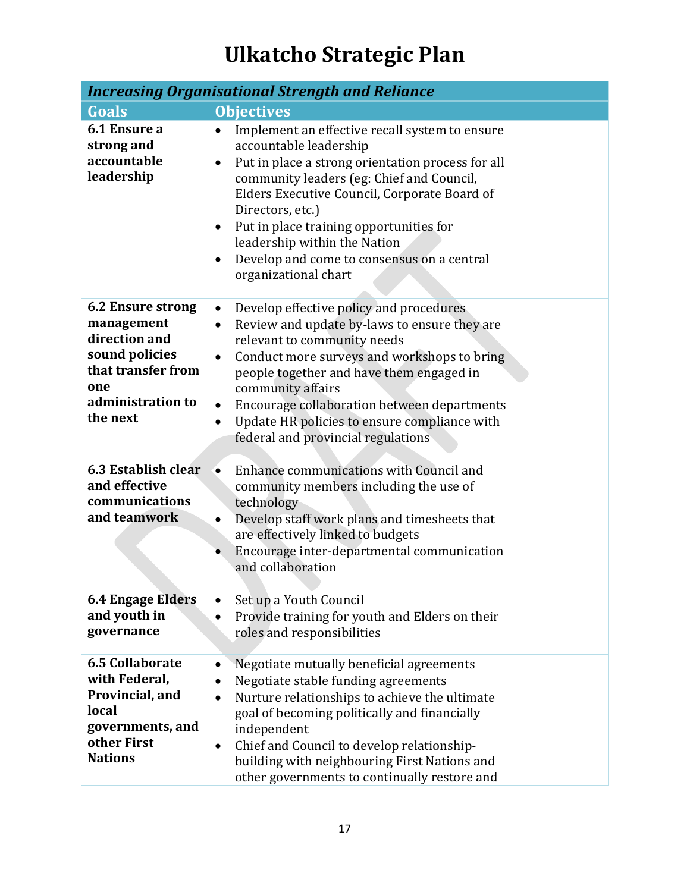# Ulkatcho Strategic Plan

| *Increasing Organisational Strength and Reliance* | |
|---|---|
| **Goals** | **Objectives** |
| **6.1 Ensure a strong and accountable leadership** | • Implement an effective recall system to ensure accountable leadership<br>• Put in place a strong orientation process for all community leaders (eg: Chief and Council, Elders Executive Council, Corporate Board of Directors, etc.)<br>• Put in place training opportunities for leadership within the Nation<br>• Develop and come to consensus on a central organizational chart |
| **6.2 Ensure strong management direction and sound policies that transfer from one administration to the next** | • Develop effective policy and procedures<br>• Review and update by-laws to ensure they are relevant to community needs<br>• Conduct more surveys and workshops to bring people together and have them engaged in community affairs<br>• Encourage collaboration between departments<br>• Update HR policies to ensure compliance with federal and provincial regulations |
| **6.3 Establish clear and effective communications and teamwork** | • Enhance communications with Council and community members including the use of technology<br>• Develop staff work plans and timesheets that are effectively linked to budgets<br>• Encourage inter-departmental communication and collaboration |
| **6.4 Engage Elders and youth in governance** | • Set up a Youth Council<br>• Provide training for youth and Elders on their roles and responsibilities |
| **6.5 Collaborate with Federal, Provincial, and local governments, and other First Nations** | • Negotiate mutually beneficial agreements<br>• Negotiate stable funding agreements<br>• Nurture relationships to achieve the ultimate goal of becoming politically and financially independent<br>• Chief and Council to develop relationship-building with neighbouring First Nations and other governments to continually restore and |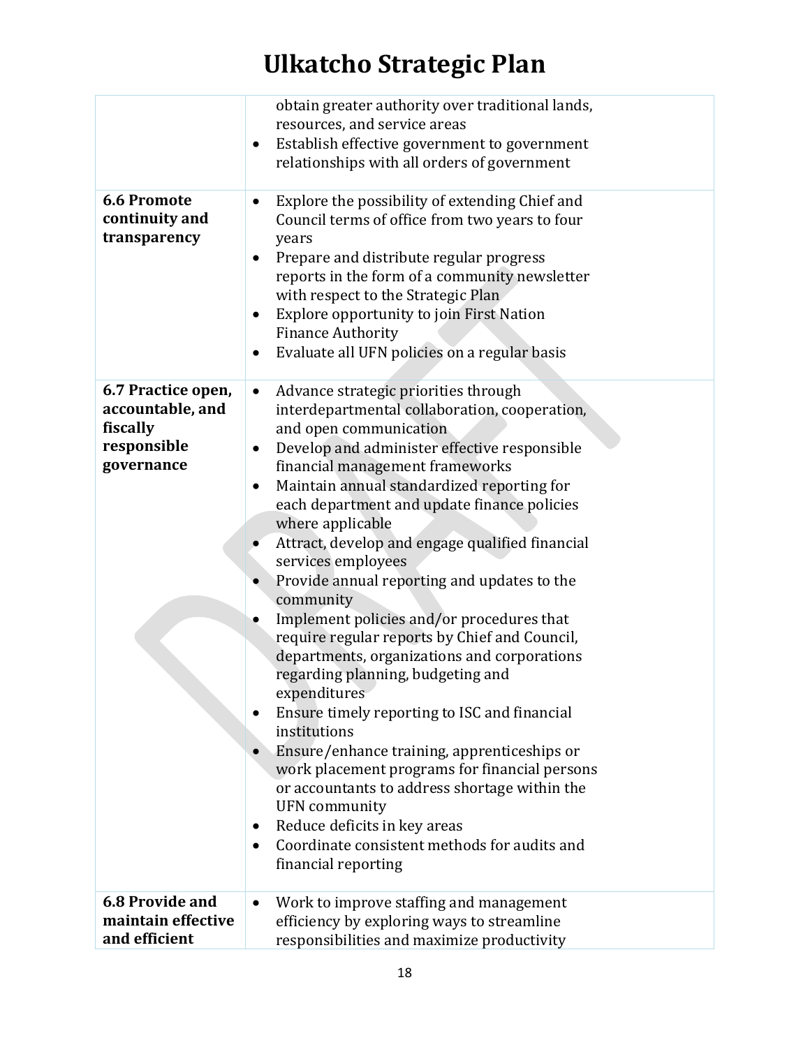| | |
|---|---|
| | obtain greater authority over traditional lands, resources, and service areas<br>• Establish effective government to government relationships with all orders of government |
| **6.6 Promote continuity and transparency** | • Explore the possibility of extending Chief and Council terms of office from two years to four years<br>• Prepare and distribute regular progress reports in the form of a community newsletter with respect to the Strategic Plan<br>• Explore opportunity to join First Nation Finance Authority<br>• Evaluate all UFN policies on a regular basis |
| **6.7 Practice open, accountable, and fiscally responsible governance** | • Advance strategic priorities through interdepartmental collaboration, cooperation, and open communication<br>• Develop and administer effective responsible financial management frameworks<br>• Maintain annual standardized reporting for each department and update finance policies where applicable<br>• Attract, develop and engage qualified financial services employees<br>• Provide annual reporting and updates to the community<br>• Implement policies and/or procedures that require regular reports by Chief and Council, departments, organizations and corporations regarding planning, budgeting and expenditures<br>• Ensure timely reporting to ISC and financial institutions<br>• Ensure/enhance training, apprenticeships or work placement programs for financial persons or accountants to address shortage within the UFN community<br>• Reduce deficits in key areas<br>• Coordinate consistent methods for audits and financial reporting |
| **6.8 Provide and maintain effective and efficient** | • Work to improve staffing and management efficiency by exploring ways to streamline responsibilities and maximize productivity |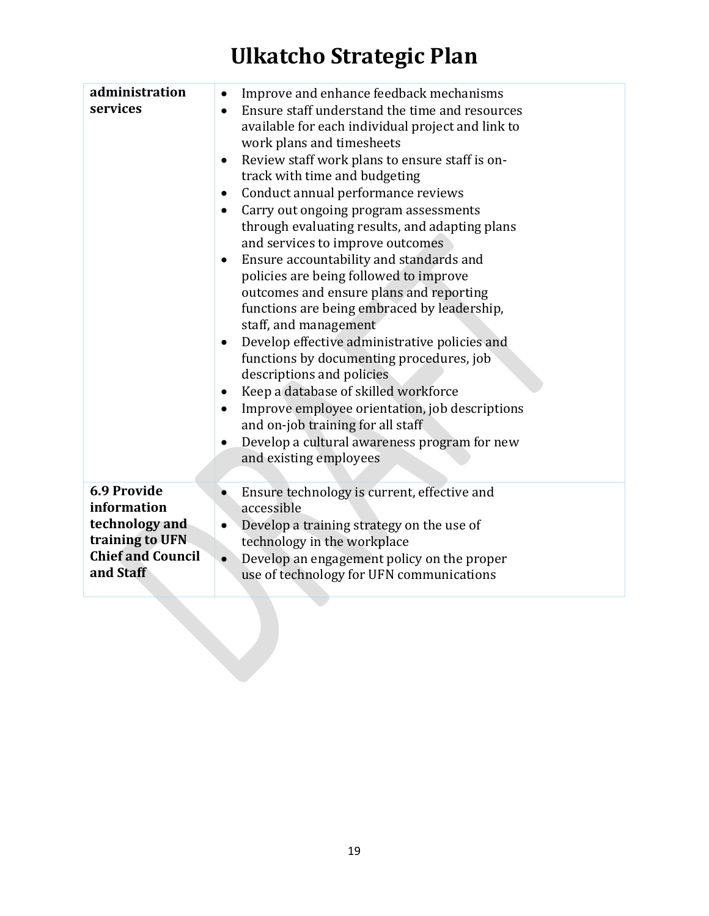| | |
|---|---|
| **administration services** | • Improve and enhance feedback mechanisms<br>• Ensure staff understand the time and resources available for each individual project and link to work plans and timesheets<br>• Review staff work plans to ensure staff is on-track with time and budgeting<br>• Conduct annual performance reviews<br>• Carry out ongoing program assessments through evaluating results, and adapting plans and services to improve outcomes<br>• Ensure accountability and standards and policies are being followed to improve outcomes and ensure plans and reporting functions are being embraced by leadership, staff, and management<br>• Develop effective administrative policies and functions by documenting procedures, job descriptions and policies<br>• Keep a database of skilled workforce<br>• Improve employee orientation, job descriptions and on-job training for all staff<br>• Develop a cultural awareness program for new and existing employees |
| **6.9 Provide information technology and training to UFN Chief and Council and Staff** | • Ensure technology is current, effective and accessible<br>• Develop a training strategy on the use of technology in the workplace<br>• Develop an engagement policy on the proper use of technology for UFN communications |